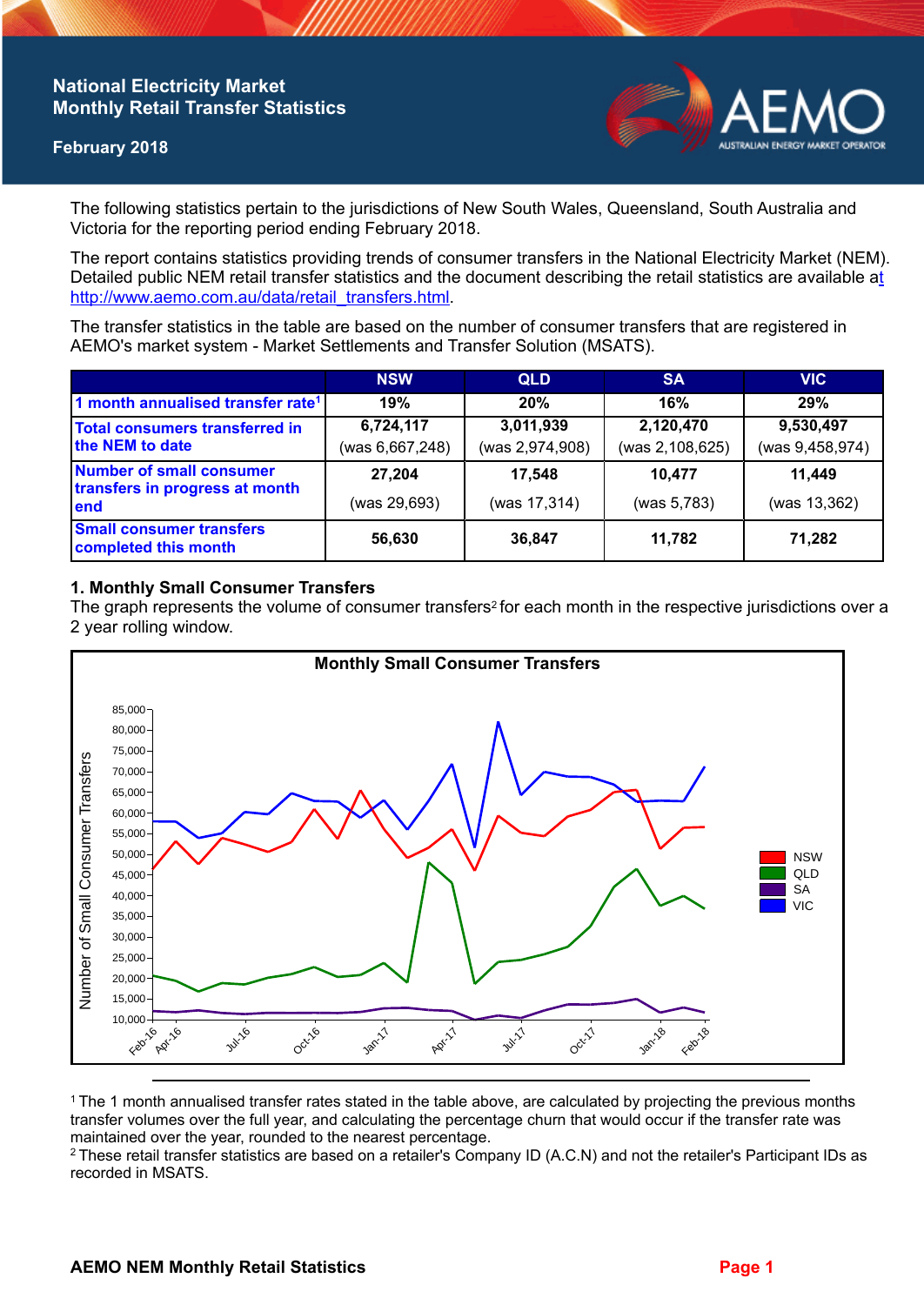# National Electricity Market
## Monthly Retail Transfer Statistics

**February 2018**

The following statistics pertain to the jurisdictions of New South Wales, Queensland, South Australia and Victoria for the reporting period ending February 2018.

The report contains statistics providing trends of consumer transfers in the National Electricity Market (NEM). Detailed public NEM retail transfer statistics and the document describing the retail statistics are available at http://www.aemo.com.au/data/retail_transfers.html.

The transfer statistics in the table are based on the number of consumer transfers that are registered in AEMO's market system - Market Settlements and Transfer Solution (MSATS).

| | NSW | QLD | SA | VIC |
|---|---|---|---|---|
| **1 month annualised transfer rate**[1] | **19%** | **20%** | **16%** | **29%** |
| **Total consumers transferred in the NEM to date** | **6,724,117** (was 6,667,248) | **3,011,939** (was 2,974,908) | **2,120,470** (was 2,108,625) | **9,530,497** (was 9,458,974) |
| **Number of small consumer transfers in progress at month end** | **27,204** (was 29,693) | **17,548** (was 17,314) | **10,477** (was 5,783) | **11,449** (was 13,362) |
| **Small consumer transfers completed this month** | **56,630** | **36,847** | **11,782** | **71,282** |

### 1. Monthly Small Consumer Transfers

The graph represents the volume of consumer transfers[2] for each month in the respective jurisdictions over a 2 year rolling window.

[1] The 1 month annualised transfer rates stated in the table above, are calculated by projecting the previous months transfer volumes over the full year, and calculating the percentage churn that would occur if the transfer rate was maintained over the year, rounded to the nearest percentage.

[2] These retail transfer statistics are based on a retailer's Company ID (A.C.N) and not the retailer's Participant IDs as recorded in MSATS.

**AEMO NEM Monthly Retail Statistics**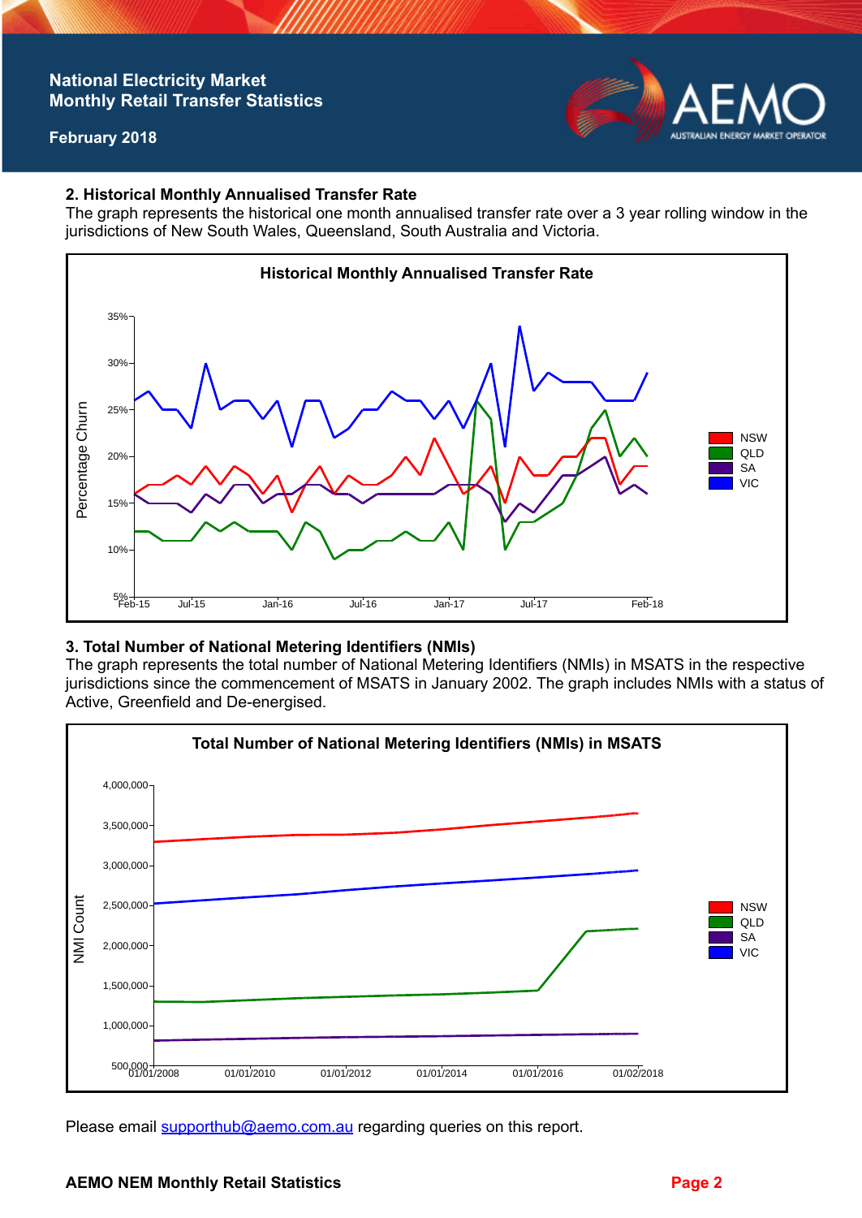National Electricity Market
Monthly Retail Transfer Statistics

February 2018

## 2. Historical Monthly Annualised Transfer Rate

The graph represents the historical one month annualised transfer rate over a 3 year rolling window in the jurisdictions of New South Wales, Queensland, South Australia and Victoria.

Historical Monthly Annualised Transfer Rate

Percentage Churn

35%
30%
25%
20%
15%
10%
5%

Feb-15
Jul-15
Jan-16
Jul-16
Jan-17
Jul-17
Feb-18

NSW
QLD
SA
VIC

## 3. Total Number of National Metering Identifiers (NMIs)

The graph represents the total number of National Metering Identifiers (NMIs) in MSATS in the respective jurisdictions since the commencement of MSATS in January 2002. The graph includes NMIs with a status of Active, Greenfield and De-energised.

Total Number of National Metering Identifiers (NMIs) in MSATS

NMI Count

4,000,000
3,500,000
3,000,000
2,500,000
2,000,000
1,500,000
1,000,000
500,000

01/01/2008
01/01/2010
01/01/2012
01/01/2014
01/01/2016
01/02/2018

NSW
QLD
SA
VIC

Please email supporthub@aemo.com.au regarding queries on this report.